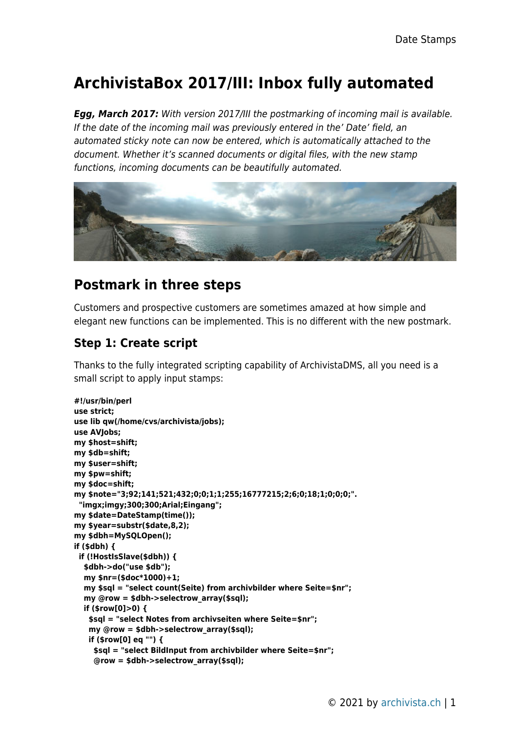# ArchivistaBox 2017/III: Inbox fully automated

***Egg, March 2017:*** *With version 2017/III the postmarking of incoming mail is available. If the date of the incoming mail was previously entered in the' Date' field, an automated sticky note can now be entered, which is automatically attached to the document. Whether it's scanned documents or digital files, with the new stamp functions, incoming documents can be beautifully automated.*

## Postmark in three steps

Customers and prospective customers are sometimes amazed at how simple and elegant new functions can be implemented. This is no different with the new postmark.

### Step 1: Create script

Thanks to the fully integrated scripting capability of ArchivistaDMS, all you need is a small script to apply input stamps:

```
#!/usr/bin/perl
use strict;
use lib qw(/home/cvs/archivista/jobs);
use AVJobs;
my $host=shift;
my $db=shift;
my $user=shift;
my $pw=shift;
my $doc=shift;
my $note="3;92;141;521;432;0;0;1;1;255;16777215;2;6;0;18;1;0;0;0;".
  "imgx;imgy;300;300;Arial;Eingang";
my $date=DateStamp(time());
my $year=substr($date,8,2);
my $dbh=MySQLOpen();
if ($dbh) {
  if (!HostIsSlave($dbh)) {
    $dbh->do("use $db");
    my $nr=($doc*1000)+1;
    my $sql = "select count(Seite) from archivbilder where Seite=$nr";
    my @row = $dbh->selectrow_array($sql);
    if ($row[0]>0) {
      $sql = "select Notes from archivseiten where Seite=$nr";
      my @row = $dbh->selectrow_array($sql);
      if ($row[0] eq "") {
        $sql = "select BildInput from archivbilder where Seite=$nr";
        @row = $dbh->selectrow_array($sql);
```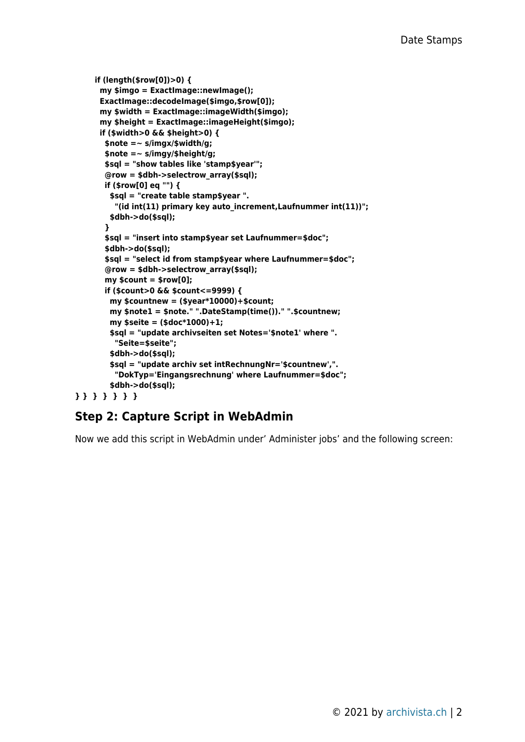```
      if (length($row[0])>0) {
        my $imgo = ExactImage::newImage();
        ExactImage::decodeImage($imgo,$row[0]);
        my $width = ExactImage::imageWidth($imgo);
        my $height = ExactImage::imageHeight($imgo);
        if ($width>0 && $height>0) {
          $note =~ s/imgx/$width/g;
          $note =~ s/imgy/$height/g;
          $sql = "show tables like 'stamp$year'";
          @row = $dbh->selectrow_array($sql);
          if ($row[0] eq "") {
            $sql = "create table stamp$year ".
              "(id int(11) primary key auto_increment,Laufnummer int(11))";
            $dbh->do($sql);
          }
          $sql = "insert into stamp$year set Laufnummer=$doc";
          $dbh->do($sql);
          $sql = "select id from stamp$year where Laufnummer=$doc";
          @row = $dbh->selectrow_array($sql);
          my $count = $row[0];
          if ($count>0 && $count<=9999) {
            my $countnew = ($year*10000)+$count;
            my $note1 = $note." ".DateStamp(time())." ".$countnew;
            my $seite = ($doc*1000)+1;
            $sql = "update archivseiten set Notes='$note1' where ".
              "Seite=$seite";
            $dbh->do($sql);
            $sql = "update archiv set intRechnungNr='$countnew',".
              "DokTyp='Eingangsrechnung' where Laufnummer=$doc";
            $dbh->do($sql);
} } } } } } }
```

## Step 2: Capture Script in WebAdmin

Now we add this script in WebAdmin under’ Administer jobs’ and the following screen: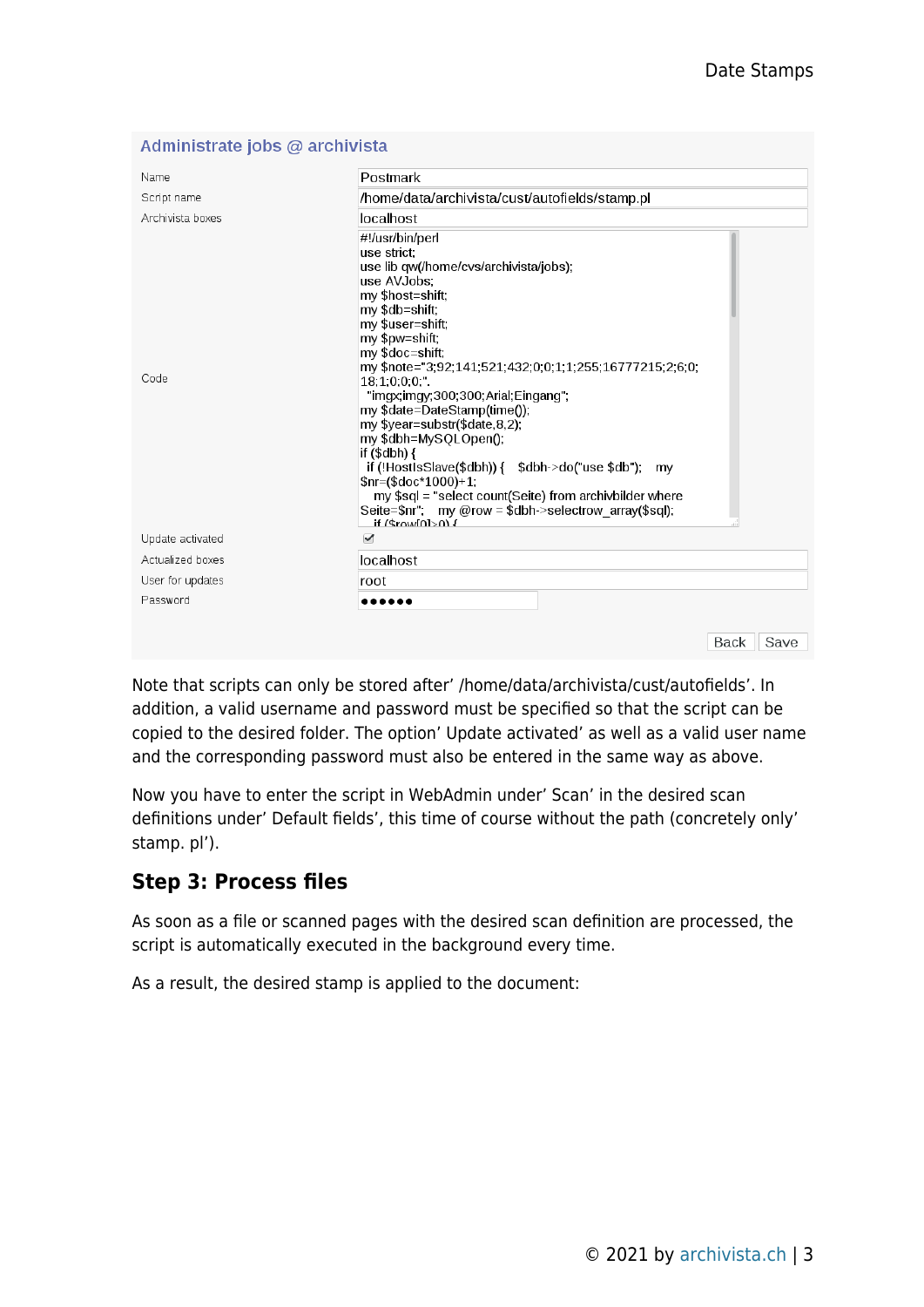**Administrate jobs @ archivista**

| Field | Value |
|---|---|
| Name | Postmark |
| Script name | /home/data/archivista/cust/autofields/stamp.pl |
| Archivista boxes | localhost |
| Code | (see below) |
| Update activated | ☑ |
| Actualized boxes | localhost |
| User for updates | root |
| Password | •••••• |

```
#!/usr/bin/perl
use strict;
use lib qw(/home/cvs/archivista/jobs);
use AVJobs;
my $host=shift;
my $db=shift;
my $user=shift;
my $pw=shift;
my $doc=shift;
my $note="3;92;141;521;432;0;0;1;1;255;16777215;2;6;0;
18;1;0;0;0;".
 "imgx;imgy;300;300;Arial;Eingang";
my $date=DateStamp(time());
my $year=substr($date,8,2);
my $dbh=MySQLOpen();
if ($dbh) {
 if (!HostIsSlave($dbh)) {    $dbh->do("use $db");    my
$nr=($doc*1000)+1;
    my $sql = "select count(Seite) from archivbilder where
Seite=$nr";    my @row = $dbh->selectrow_array($sql);
    if ($row[0]>0) {
```

Back | Save

Note that scripts can only be stored after' /home/data/archivista/cust/autofields'. In addition, a valid username and password must be specified so that the script can be copied to the desired folder. The option' Update activated' as well as a valid user name and the corresponding password must also be entered in the same way as above.

Now you have to enter the script in WebAdmin under' Scan' in the desired scan definitions under' Default fields', this time of course without the path (concretely only' stamp. pl').

## Step 3: Process files

As soon as a file or scanned pages with the desired scan definition are processed, the script is automatically executed in the background every time.

As a result, the desired stamp is applied to the document: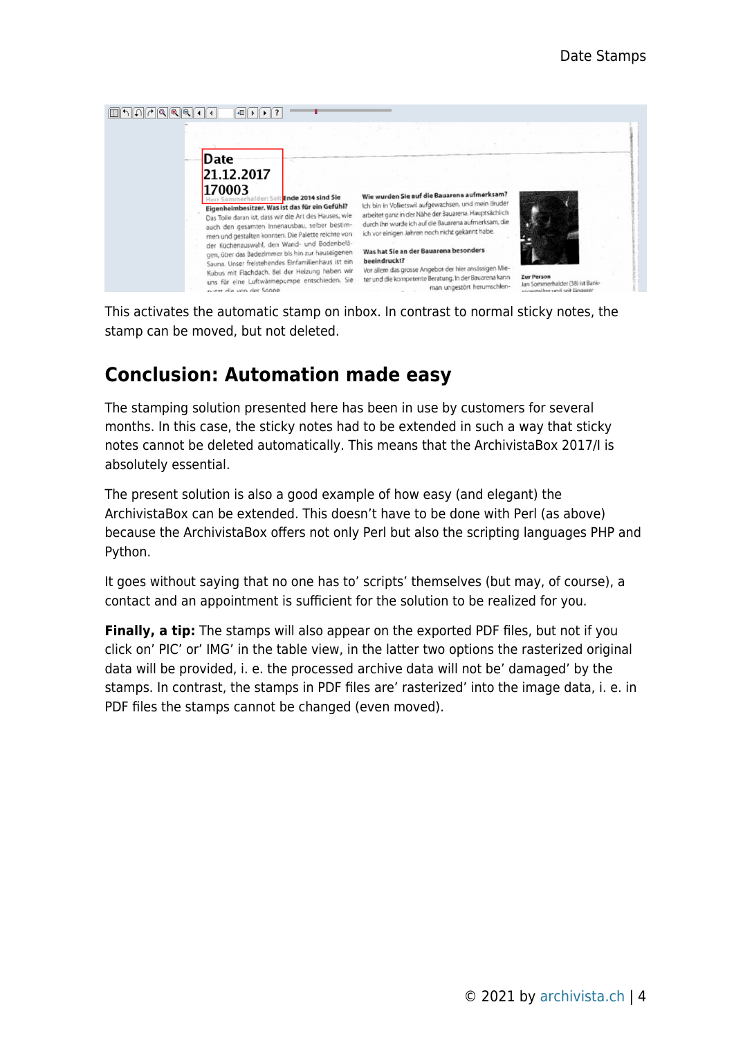This activates the automatic stamp on inbox. In contrast to normal sticky notes, the stamp can be moved, but not deleted.

## Conclusion: Automation made easy

The stamping solution presented here has been in use by customers for several months. In this case, the sticky notes had to be extended in such a way that sticky notes cannot be deleted automatically. This means that the ArchivistaBox 2017/I is absolutely essential.

The present solution is also a good example of how easy (and elegant) the ArchivistaBox can be extended. This doesn't have to be done with Perl (as above) because the ArchivistaBox offers not only Perl but also the scripting languages PHP and Python.

It goes without saying that no one has to' scripts' themselves (but may, of course), a contact and an appointment is sufficient for the solution to be realized for you.

**Finally, a tip:** The stamps will also appear on the exported PDF files, but not if you click on' PIC' or' IMG' in the table view, in the latter two options the rasterized original data will be provided, i. e. the processed archive data will not be' damaged' by the stamps. In contrast, the stamps in PDF files are' rasterized' into the image data, i. e. in PDF files the stamps cannot be changed (even moved).